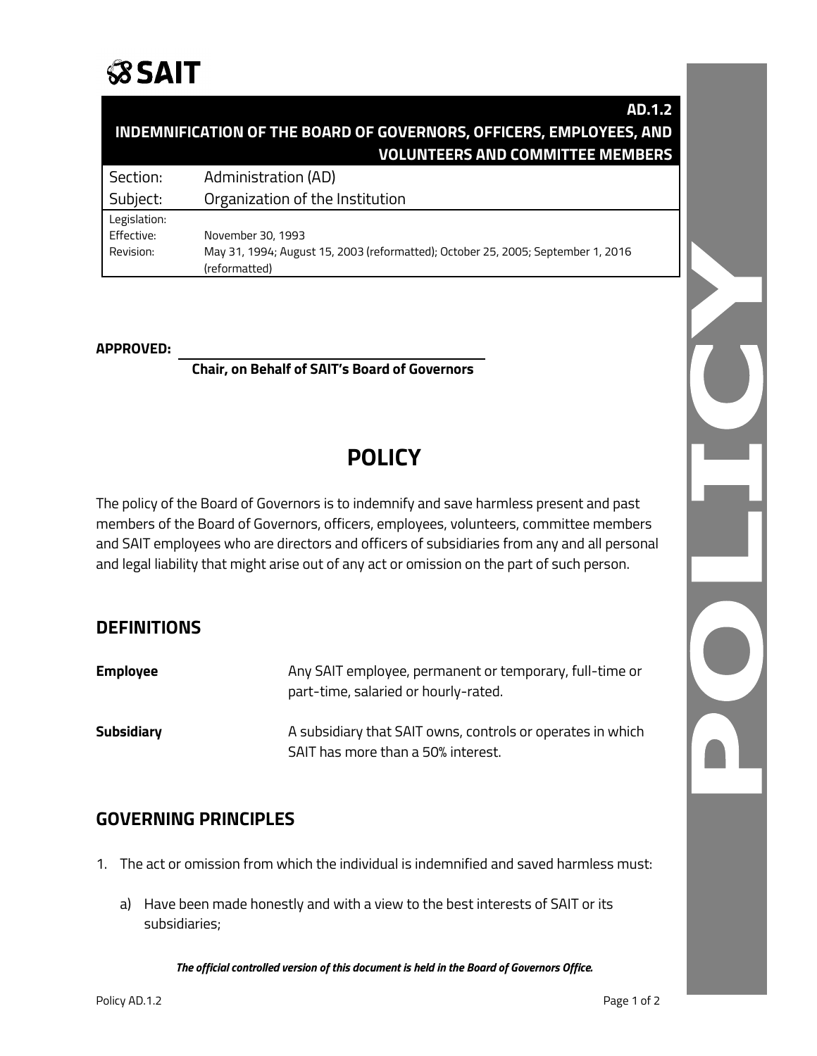**AD.1.2**

# INDEMNIFICATION OF THE BOARD OF GOVERNORS, OFFICERS, EMPLOYEES, AND VOLUNTEERS AND COMMITTEE MEMBERS

| | |
|---|---|
| Section: | Administration (AD) |
| Subject: | Organization of the Institution |
| Legislation: | |
| Effective: | November 30, 1993 |
| Revision: | May 31, 1994; August 15, 2003 (reformatted); October 25, 2005; September 1, 2016 (reformatted) |

**APPROVED:** ______________________________

**Chair, on Behalf of SAIT's Board of Governors**

# POLICY

The policy of the Board of Governors is to indemnify and save harmless present and past members of the Board of Governors, officers, employees, volunteers, committee members and SAIT employees who are directors and officers of subsidiaries from any and all personal and legal liability that might arise out of any act or omission on the part of such person.

## DEFINITIONS

| | |
|---|---|
| **Employee** | Any SAIT employee, permanent or temporary, full-time or part-time, salaried or hourly-rated. |
| **Subsidiary** | A subsidiary that SAIT owns, controls or operates in which SAIT has more than a 50% interest. |

## GOVERNING PRINCIPLES

1. The act or omission from which the individual is indemnified and saved harmless must:

   a) Have been made honestly and with a view to the best interests of SAIT or its subsidiaries;

***The official controlled version of this document is held in the Board of Governors Office.***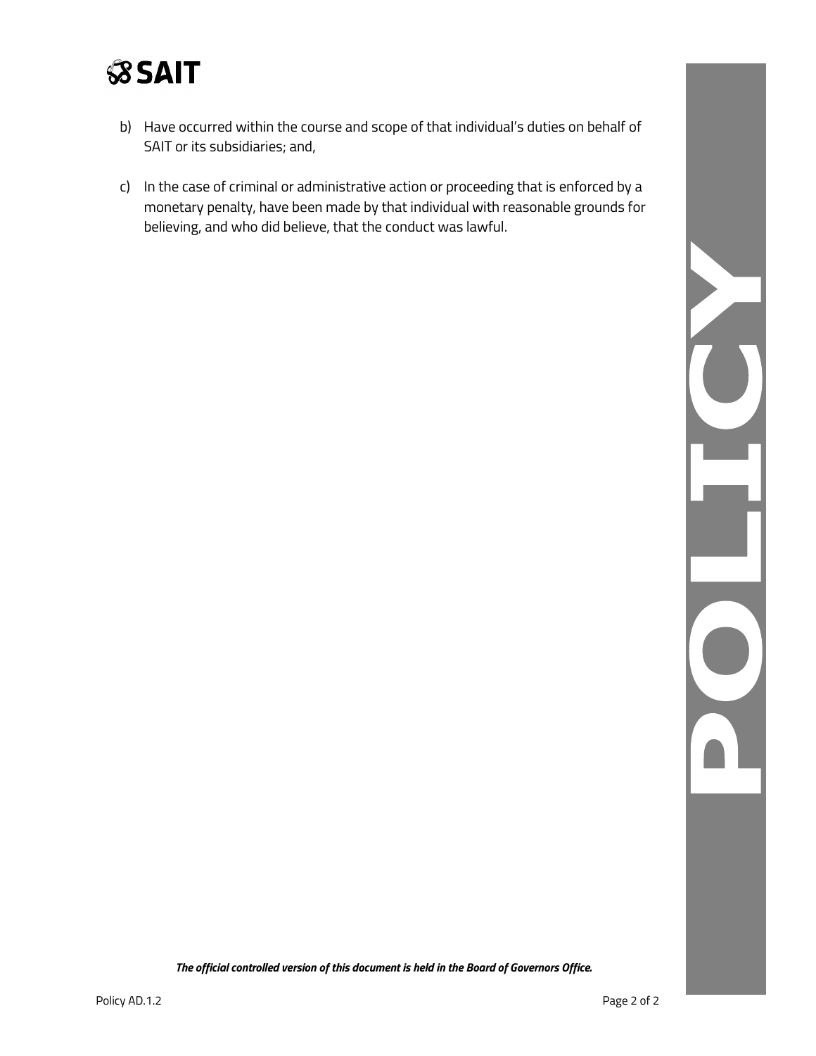b) Have occurred within the course and scope of that individual's duties on behalf of SAIT or its subsidiaries; and,

c) In the case of criminal or administrative action or proceeding that is enforced by a monetary penalty, have been made by that individual with reasonable grounds for believing, and who did believe, that the conduct was lawful.

***The official controlled version of this document is held in the Board of Governors Office.***